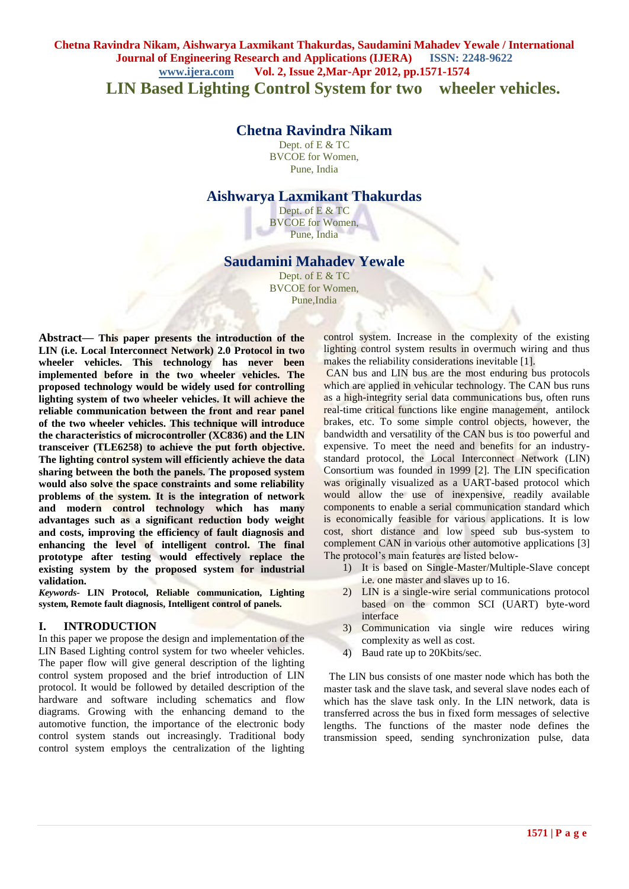# LIN Based Lighting Control System for two wheeler vehicles.

## Chetna Ravindra Nikam

Dept. of E & TC
BVCOE for Women,
Pune, India

## Aishwarya Laxmikant Thakurdas

Dept. of E & TC
BVCOE for Women,
Pune, India

## Saudamini Mahadev Yewale

Dept. of E & TC
BVCOE for Women,
Pune,India

**Abstract— This paper presents the introduction of the LIN (i.e. Local Interconnect Network) 2.0 Protocol in two wheeler vehicles. This technology has never been implemented before in the two wheeler vehicles. The proposed technology would be widely used for controlling lighting system of two wheeler vehicles. It will achieve the reliable communication between the front and rear panel of the two wheeler vehicles. This technique will introduce the characteristics of microcontroller (XC836) and the LIN transceiver (TLE6258) to achieve the put forth objective. The lighting control system will efficiently achieve the data sharing between the both the panels. The proposed system would also solve the space constraints and some reliability problems of the system. It is the integration of network and modern control technology which has many advantages such as a significant reduction body weight and costs, improving the efficiency of fault diagnosis and enhancing the level of intelligent control. The final prototype after testing would effectively replace the existing system by the proposed system for industrial validation.**

***Keywords-*** **LIN Protocol, Reliable communication, Lighting system, Remote fault diagnosis, Intelligent control of panels.**

## I. INTRODUCTION

In this paper we propose the design and implementation of the LIN Based Lighting control system for two wheeler vehicles. The paper flow will give general description of the lighting control system proposed and the brief introduction of LIN protocol. It would be followed by detailed description of the hardware and software including schematics and flow diagrams. Growing with the enhancing demand to the automotive function, the importance of the electronic body control system stands out increasingly. Traditional body control system employs the centralization of the lighting control system. Increase in the complexity of the existing lighting control system results in overmuch wiring and thus makes the reliability considerations inevitable [1].

CAN bus and LIN bus are the most enduring bus protocols which are applied in vehicular technology. The CAN bus runs as a high-integrity serial data communications bus, often runs real-time critical functions like engine management, antilock brakes, etc. To some simple control objects, however, the bandwidth and versatility of the CAN bus is too powerful and expensive. To meet the need and benefits for an industry-standard protocol, the Local Interconnect Network (LIN) Consortium was founded in 1999 [2]. The LIN specification was originally visualized as a UART-based protocol which would allow the use of inexpensive, readily available components to enable a serial communication standard which is economically feasible for various applications. It is low cost, short distance and low speed sub bus-system to complement CAN in various other automotive applications [3] The protocol's main features are listed below-

1) It is based on Single-Master/Multiple-Slave concept i.e. one master and slaves up to 16.
2) LIN is a single-wire serial communications protocol based on the common SCI (UART) byte-word interface
3) Communication via single wire reduces wiring complexity as well as cost.
4) Baud rate up to 20Kbits/sec.

The LIN bus consists of one master node which has both the master task and the slave task, and several slave nodes each of which has the slave task only. In the LIN network, data is transferred across the bus in fixed form messages of selective lengths. The functions of the master node defines the transmission speed, sending synchronization pulse, data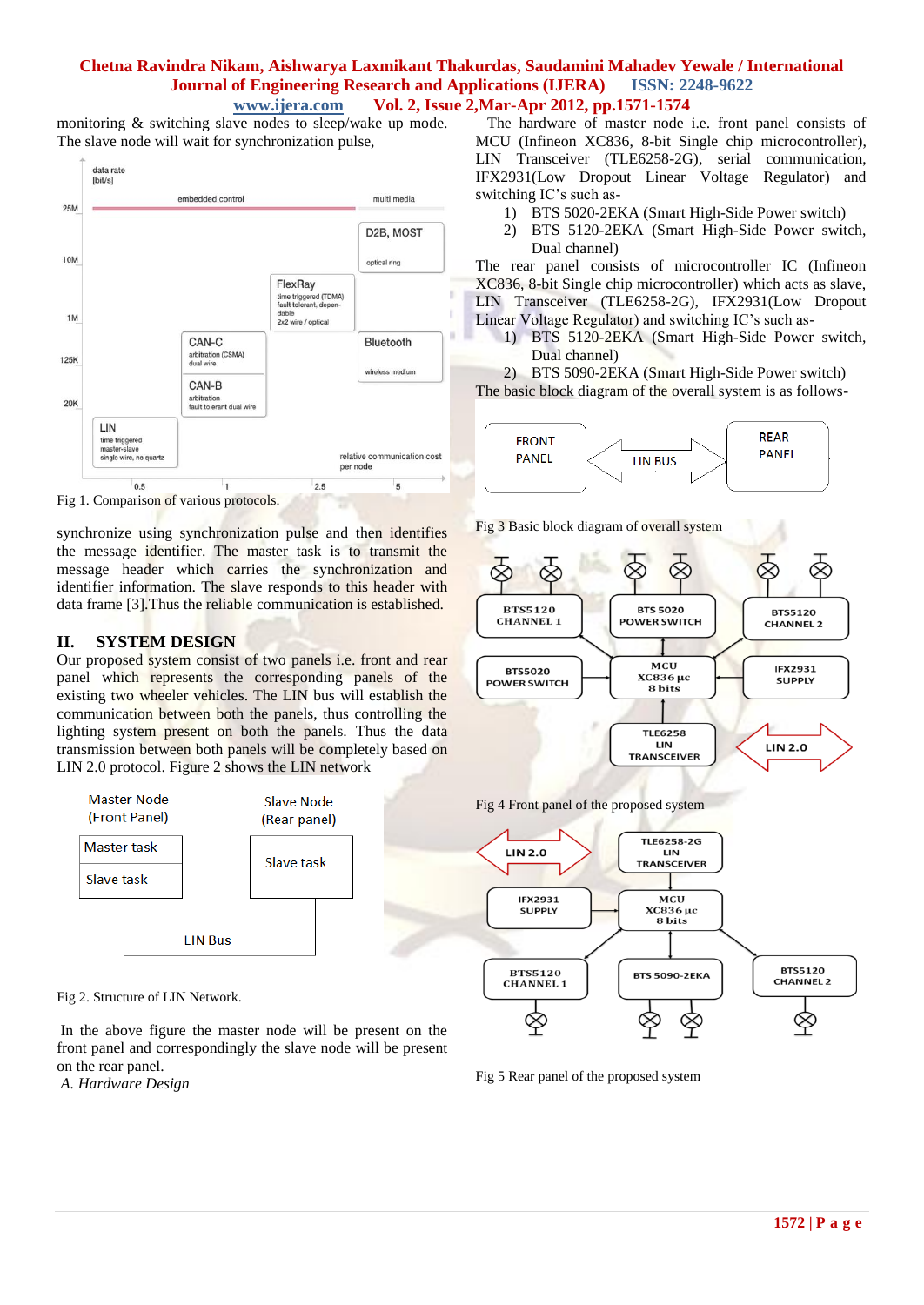monitoring & switching slave nodes to sleep/wake up mode. The slave node will wait for synchronization pulse,

Fig 1. Comparison of various protocols.

synchronize using synchronization pulse and then identifies the message identifier. The master task is to transmit the message header which carries the synchronization and identifier information. The slave responds to this header with data frame [3].Thus the reliable communication is established.

## II. SYSTEM DESIGN

Our proposed system consist of two panels i.e. front and rear panel which represents the corresponding panels of the existing two wheeler vehicles. The LIN bus will establish the communication between both the panels, thus controlling the lighting system present on both the panels. Thus the data transmission between both panels will be completely based on LIN 2.0 protocol. Figure 2 shows the LIN network

Fig 2. Structure of LIN Network.

In the above figure the master node will be present on the front panel and correspondingly the slave node will be present on the rear panel.

*A. Hardware Design*

The hardware of master node i.e. front panel consists of MCU (Infineon XC836, 8-bit Single chip microcontroller), LIN Transceiver (TLE6258-2G), serial communication, IFX2931(Low Dropout Linear Voltage Regulator) and switching IC's such as-

1) BTS 5020-2EKA (Smart High-Side Power switch)
2) BTS 5120-2EKA (Smart High-Side Power switch, Dual channel)

The rear panel consists of microcontroller IC (Infineon XC836, 8-bit Single chip microcontroller) which acts as slave, LIN Transceiver (TLE6258-2G), IFX2931(Low Dropout Linear Voltage Regulator) and switching IC's such as-

1) BTS 5120-2EKA (Smart High-Side Power switch, Dual channel)
2) BTS 5090-2EKA (Smart High-Side Power switch)

The basic block diagram of the overall system is as follows-

Fig 3 Basic block diagram of overall system

Fig 4 Front panel of the proposed system

Fig 5 Rear panel of the proposed system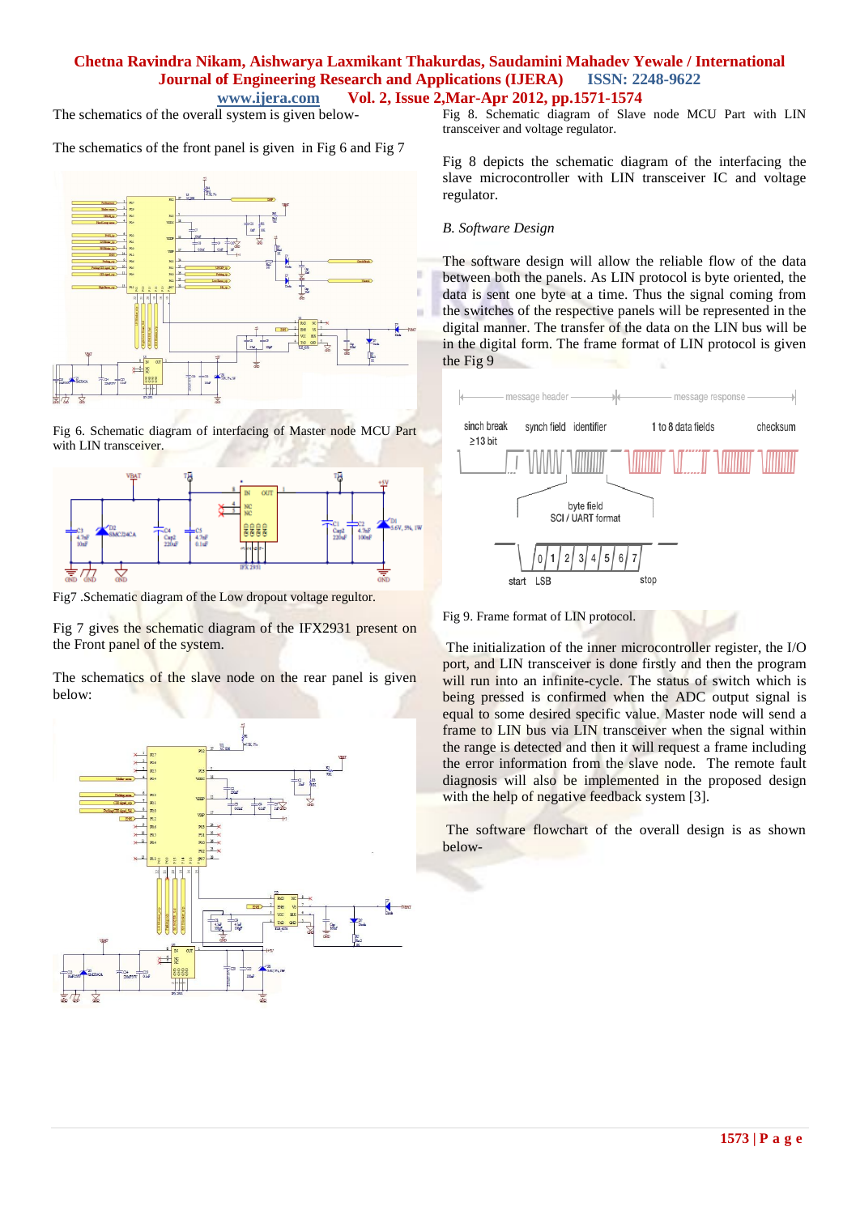The schematics of the overall system is given below-

The schematics of the front panel is given in Fig 6 and Fig 7

Fig 6. Schematic diagram of interfacing of Master node MCU Part with LIN transceiver.

Fig7 .Schematic diagram of the Low dropout voltage regultor.

Fig 7 gives the schematic diagram of the IFX2931 present on the Front panel of the system.

The schematics of the slave node on the rear panel is given below:

Fig 8. Schematic diagram of Slave node MCU Part with LIN transceiver and voltage regulator.

Fig 8 depicts the schematic diagram of the interfacing the slave microcontroller with LIN transceiver IC and voltage regulator.

*B. Software Design*

The software design will allow the reliable flow of the data between both the panels. As LIN protocol is byte oriented, the data is sent one byte at a time. Thus the signal coming from the switches of the respective panels will be represented in the digital manner. The transfer of the data on the LIN bus will be in the digital form. The frame format of LIN protocol is given the Fig 9

Fig 9. Frame format of LIN protocol.

The initialization of the inner microcontroller register, the I/O port, and LIN transceiver is done firstly and then the program will run into an infinite-cycle. The status of switch which is being pressed is confirmed when the ADC output signal is equal to some desired specific value. Master node will send a frame to LIN bus via LIN transceiver when the signal within the range is detected and then it will request a frame including the error information from the slave node. The remote fault diagnosis will also be implemented in the proposed design with the help of negative feedback system [3].

The software flowchart of the overall design is as shown below-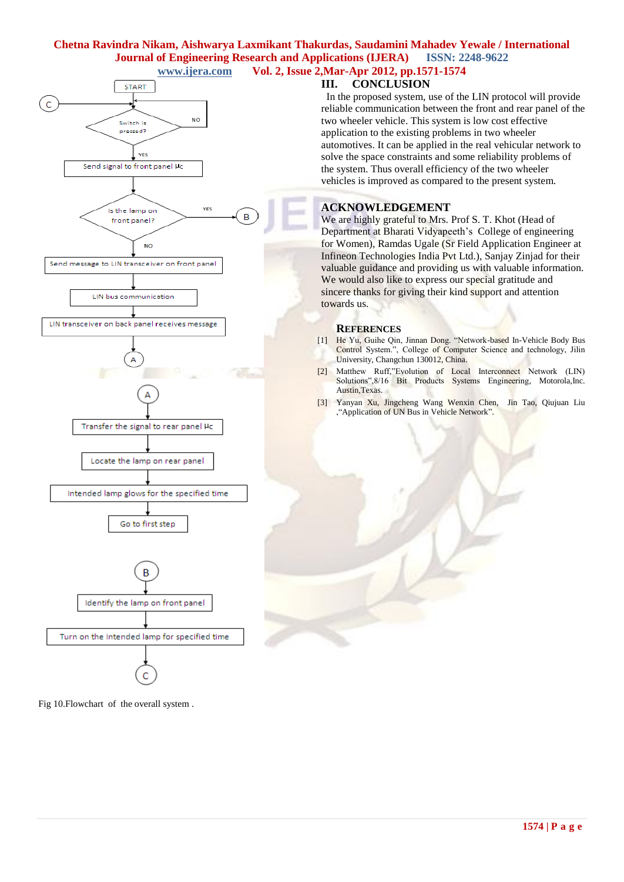Fig 10.Flowchart of the overall system .

## III. CONCLUSION

In the proposed system, use of the LIN protocol will provide reliable communication between the front and rear panel of the two wheeler vehicle. This system is low cost effective application to the existing problems in two wheeler automotives. It can be applied in the real vehicular network to solve the space constraints and some reliability problems of the system. Thus overall efficiency of the two wheeler vehicles is improved as compared to the present system.

## ACKNOWLEDGEMENT

We are highly grateful to Mrs. Prof S. T. Khot (Head of Department at Bharati Vidyapeeth's College of engineering for Women), Ramdas Ugale (Sr Field Application Engineer at Infineon Technologies India Pvt Ltd.), Sanjay Zinjad for their valuable guidance and providing us with valuable information. We would also like to express our special gratitude and sincere thanks for giving their kind support and attention towards us.

## REFERENCES

[1] He Yu, Guihe Qin, Jinnan Dong. "Network-based In-Vehicle Body Bus Control System.", College of Computer Science and technology, Jilin University, Changchun 130012, China.

[2] Matthew Ruff,"Evolution of Local Interconnect Network (LIN) Solutions",8/16 Bit Products Systems Engineering, Motorola,Inc. Austin,Texas.

[3] Yanyan Xu, Jingcheng Wang Wenxin Chen, Jin Tao, Qiujuan Liu ,"Application of UN Bus in Vehicle Network".